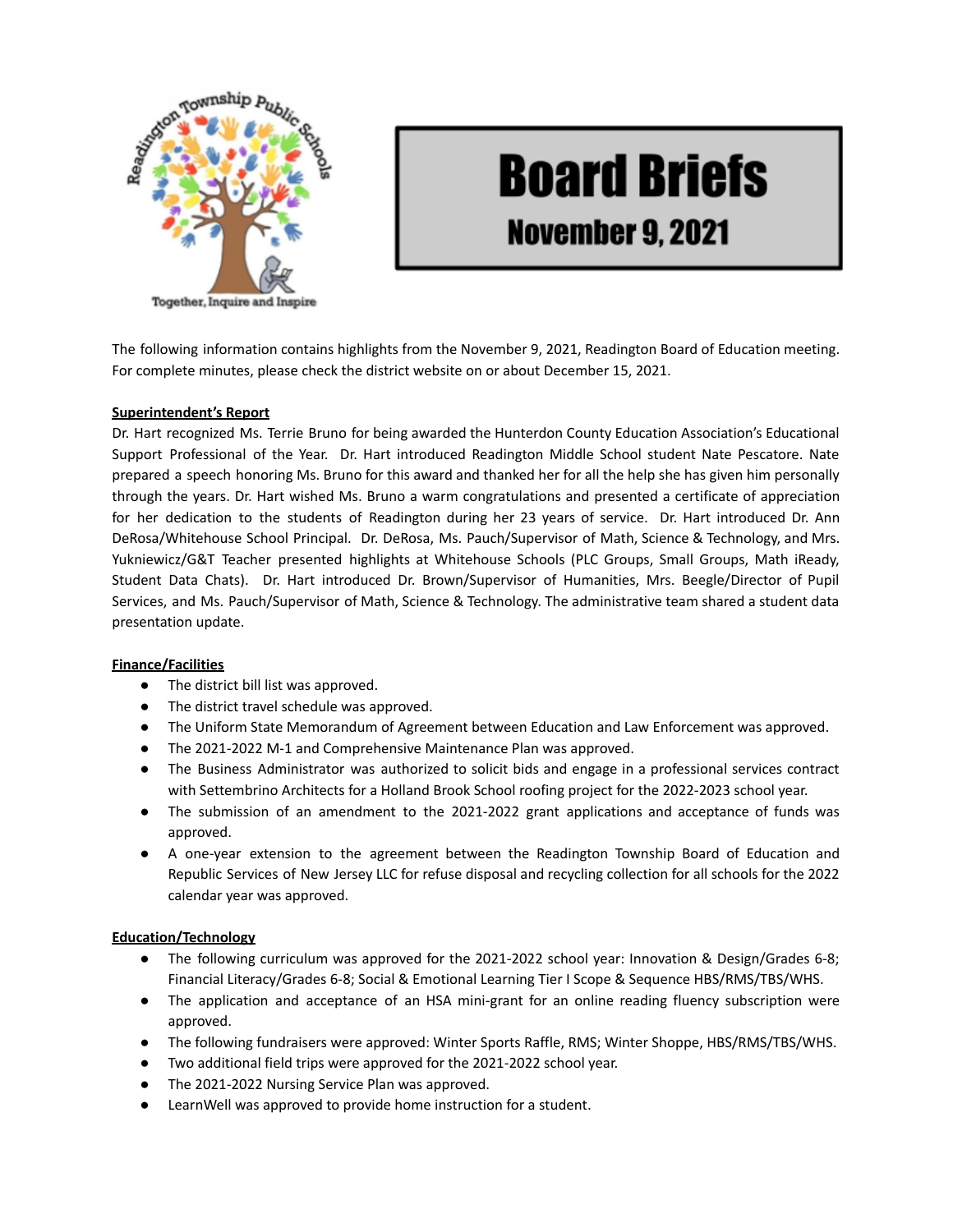Readington Township Public Schools

Together, Inquire and Inspire

# Board Briefs

## November 9, 2021

The following information contains highlights from the November 9, 2021, Readington Board of Education meeting. For complete minutes, please check the district website on or about December 15, 2021.

**Superintendent's Report**

Dr. Hart recognized Ms. Terrie Bruno for being awarded the Hunterdon County Education Association's Educational Support Professional of the Year. Dr. Hart introduced Readington Middle School student Nate Pescatore. Nate prepared a speech honoring Ms. Bruno for this award and thanked her for all the help she has given him personally through the years. Dr. Hart wished Ms. Bruno a warm congratulations and presented a certificate of appreciation for her dedication to the students of Readington during her 23 years of service. Dr. Hart introduced Dr. Ann DeRosa/Whitehouse School Principal. Dr. DeRosa, Ms. Pauch/Supervisor of Math, Science & Technology, and Mrs. Yukniewicz/G&T Teacher presented highlights at Whitehouse Schools (PLC Groups, Small Groups, Math iReady, Student Data Chats). Dr. Hart introduced Dr. Brown/Supervisor of Humanities, Mrs. Beegle/Director of Pupil Services, and Ms. Pauch/Supervisor of Math, Science & Technology. The administrative team shared a student data presentation update.

**Finance/Facilities**

- The district bill list was approved.
- The district travel schedule was approved.
- The Uniform State Memorandum of Agreement between Education and Law Enforcement was approved.
- The 2021-2022 M-1 and Comprehensive Maintenance Plan was approved.
- The Business Administrator was authorized to solicit bids and engage in a professional services contract with Settembrino Architects for a Holland Brook School roofing project for the 2022-2023 school year.
- The submission of an amendment to the 2021-2022 grant applications and acceptance of funds was approved.
- A one-year extension to the agreement between the Readington Township Board of Education and Republic Services of New Jersey LLC for refuse disposal and recycling collection for all schools for the 2022 calendar year was approved.

**Education/Technology**

- The following curriculum was approved for the 2021-2022 school year: Innovation & Design/Grades 6-8; Financial Literacy/Grades 6-8; Social & Emotional Learning Tier I Scope & Sequence HBS/RMS/TBS/WHS.
- The application and acceptance of an HSA mini-grant for an online reading fluency subscription were approved.
- The following fundraisers were approved: Winter Sports Raffle, RMS; Winter Shoppe, HBS/RMS/TBS/WHS.
- Two additional field trips were approved for the 2021-2022 school year.
- The 2021-2022 Nursing Service Plan was approved.
- LearnWell was approved to provide home instruction for a student.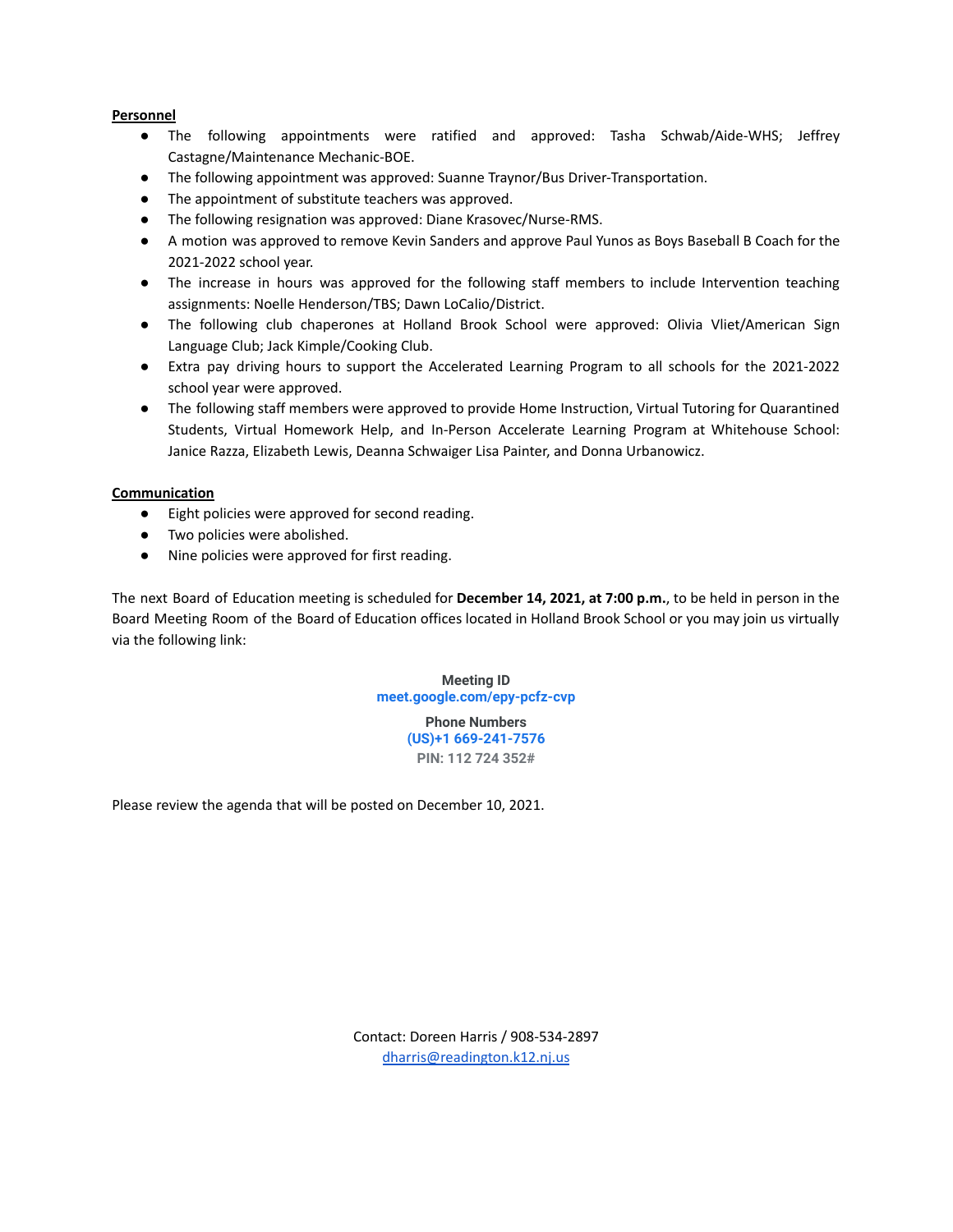**Personnel**

- The following appointments were ratified and approved: Tasha Schwab/Aide-WHS; Jeffrey Castagne/Maintenance Mechanic-BOE.
- The following appointment was approved: Suanne Traynor/Bus Driver-Transportation.
- The appointment of substitute teachers was approved.
- The following resignation was approved: Diane Krasovec/Nurse-RMS.
- A motion was approved to remove Kevin Sanders and approve Paul Yunos as Boys Baseball B Coach for the 2021-2022 school year.
- The increase in hours was approved for the following staff members to include Intervention teaching assignments: Noelle Henderson/TBS; Dawn LoCalio/District.
- The following club chaperones at Holland Brook School were approved: Olivia Vliet/American Sign Language Club; Jack Kimple/Cooking Club.
- Extra pay driving hours to support the Accelerated Learning Program to all schools for the 2021-2022 school year were approved.
- The following staff members were approved to provide Home Instruction, Virtual Tutoring for Quarantined Students, Virtual Homework Help, and In-Person Accelerate Learning Program at Whitehouse School: Janice Razza, Elizabeth Lewis, Deanna Schwaiger Lisa Painter, and Donna Urbanowicz.

**Communication**

- Eight policies were approved for second reading.
- Two policies were abolished.
- Nine policies were approved for first reading.

The next Board of Education meeting is scheduled for **December 14, 2021, at 7:00 p.m.**, to be held in person in the Board Meeting Room of the Board of Education offices located in Holland Brook School or you may join us virtually via the following link:

**Meeting ID**
**meet.google.com/epy-pcfz-cvp**

**Phone Numbers**
**(US)+1 669-241-7576**
**PIN: 112 724 352#**

Please review the agenda that will be posted on December 10, 2021.

Contact: Doreen Harris / 908-534-2897
dharris@readington.k12.nj.us